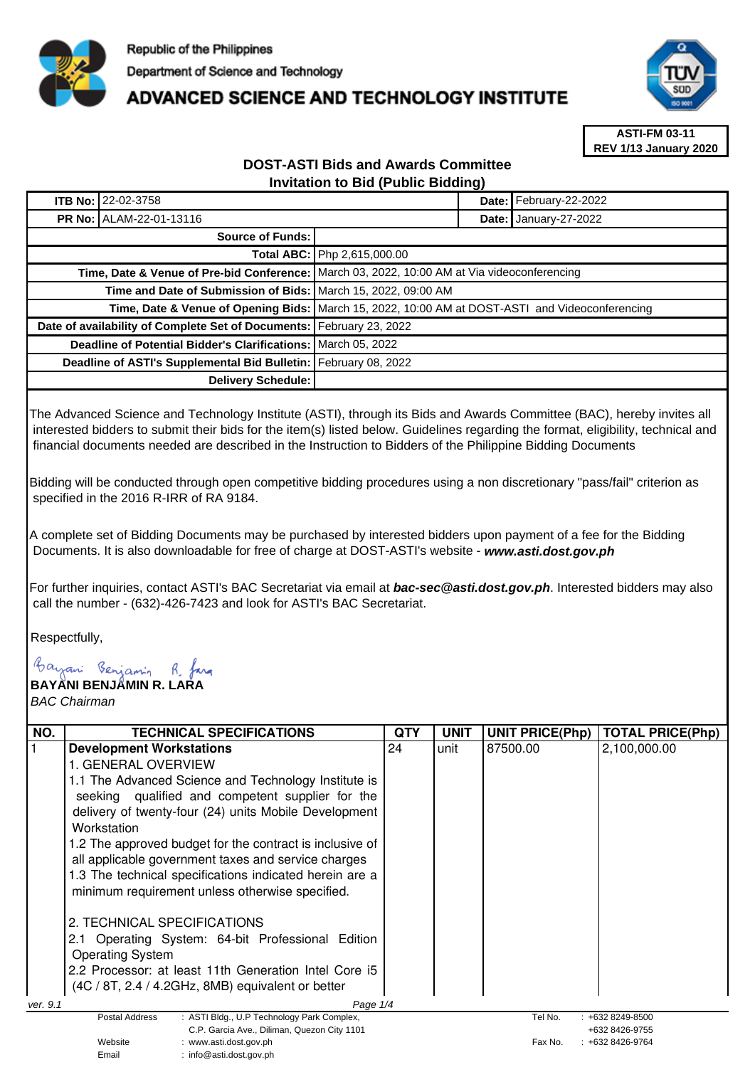Republic of the Philippines

Department of Science and Technology

# ADVANCED SCIENCE AND TECHNOLOGY INSTITUTE

**ASTI-FM 03-11**
**REV 1/13 January 2020**

## DOST-ASTI Bids and Awards Committee
## Invitation to Bid (Public Bidding)

| **ITB No:** | 22-02-3758 | **Date:** | February-22-2022 |
|---|---|---|---|
| **PR No:** | ALAM-22-01-13116 | **Date:** | January-27-2022 |

| | |
|---|---|
| **Source of Funds:** | |
| **Total ABC:** | Php 2,615,000.00 |
| **Time, Date & Venue of Pre-bid Conference:** | March 03, 2022, 10:00 AM at Via videoconferencing |
| **Time and Date of Submission of Bids:** | March 15, 2022, 09:00 AM |
| **Time, Date & Venue of Opening Bids:** | March 15, 2022, 10:00 AM at DOST-ASTI and Videoconferencing |
| **Date of availability of Complete Set of Documents:** | February 23, 2022 |
| **Deadline of Potential Bidder's Clarifications:** | March 05, 2022 |
| **Deadline of ASTI's Supplemental Bid Bulletin:** | February 08, 2022 |
| **Delivery Schedule:** | |

The Advanced Science and Technology Institute (ASTI), through its Bids and Awards Committee (BAC), hereby invites all interested bidders to submit their bids for the item(s) listed below. Guidelines regarding the format, eligibility, technical and financial documents needed are described in the Instruction to Bidders of the Philippine Bidding Documents

Bidding will be conducted through open competitive bidding procedures using a non discretionary "pass/fail" criterion as specified in the 2016 R-IRR of RA 9184.

A complete set of Bidding Documents may be purchased by interested bidders upon payment of a fee for the Bidding Documents. It is also downloadable for free of charge at DOST-ASTI's website - ***www.asti.dost.gov.ph***

For further inquiries, contact ASTI's BAC Secretariat via email at ***bac-sec@asti.dost.gov.ph***. Interested bidders may also call the number - (632)-426-7423 and look for ASTI's BAC Secretariat.

Respectfully,

*Bayani Benjamin R. Lara*
**BAYANI BENJAMIN R. LARA**
*BAC Chairman*

| NO. | TECHNICAL SPECIFICATIONS | QTY | UNIT | UNIT PRICE(Php) | TOTAL PRICE(Php) |
|---|---|---|---|---|---|
| 1 | **Development Workstations**<br>1. GENERAL OVERVIEW<br>1.1 The Advanced Science and Technology Institute is seeking qualified and competent supplier for the delivery of twenty-four (24) units Mobile Development Workstation<br>1.2 The approved budget for the contract is inclusive of all applicable government taxes and service charges<br>1.3 The technical specifications indicated herein are a minimum requirement unless otherwise specified.<br><br>2. TECHNICAL SPECIFICATIONS<br>2.1 Operating System: 64-bit Professional Edition Operating System<br>2.2 Processor: at least 11th Generation Intel Core i5 (4C / 8T, 2.4 / 4.2GHz, 8MB) equivalent or better | 24 | unit | 87500.00 | 2,100,000.00 |

ver. 9.1

| | | | |
|---|---|---|---|
| Postal Address | : ASTI Bldg., U.P Technology Park Complex, C.P. Garcia Ave., Diliman, Quezon City 1101 | Tel No. | : +632 8249-8500<br>+632 8426-9755 |
| Website | : www.asti.dost.gov.ph | Fax No. | : +632 8426-9764 |
| Email | : info@asti.dost.gov.ph | | |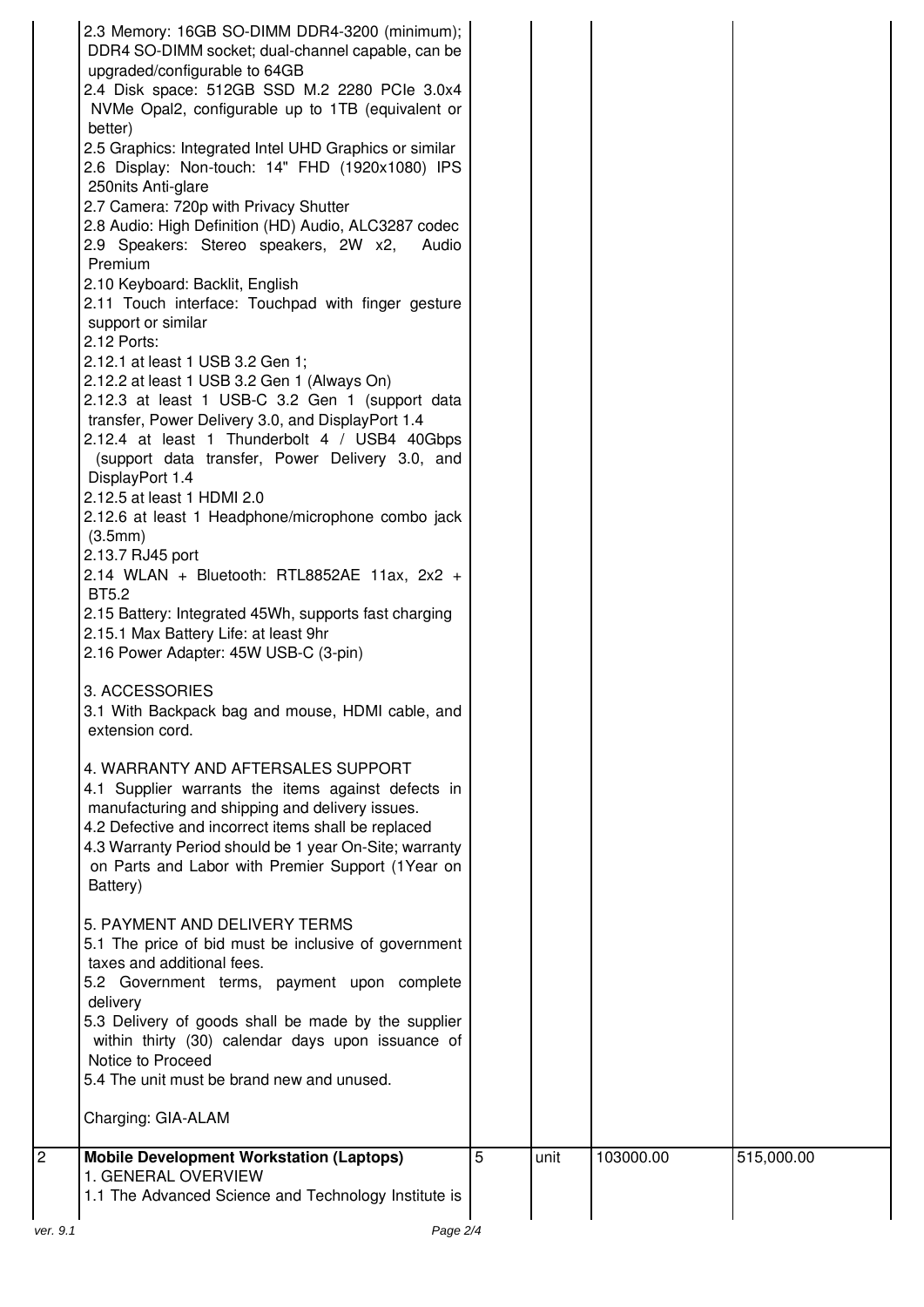| | | | | | |
|---|---|---|---|---|---|
| | 2.3 Memory: 16GB SO-DIMM DDR4-3200 (minimum); DDR4 SO-DIMM socket; dual-channel capable, can be upgraded/configurable to 64GB<br>2.4 Disk space: 512GB SSD M.2 2280 PCIe 3.0x4 NVMe Opal2, configurable up to 1TB (equivalent or better)<br>2.5 Graphics: Integrated Intel UHD Graphics or similar<br>2.6 Display: Non-touch: 14" FHD (1920x1080) IPS 250nits Anti-glare<br>2.7 Camera: 720p with Privacy Shutter<br>2.8 Audio: High Definition (HD) Audio, ALC3287 codec<br>2.9 Speakers: Stereo speakers, 2W x2, Audio Premium<br>2.10 Keyboard: Backlit, English<br>2.11 Touch interface: Touchpad with finger gesture support or similar<br>2.12 Ports:<br>2.12.1 at least 1 USB 3.2 Gen 1;<br>2.12.2 at least 1 USB 3.2 Gen 1 (Always On)<br>2.12.3 at least 1 USB-C 3.2 Gen 1 (support data transfer, Power Delivery 3.0, and DisplayPort 1.4<br>2.12.4 at least 1 Thunderbolt 4 / USB4 40Gbps (support data transfer, Power Delivery 3.0, and DisplayPort 1.4<br>2.12.5 at least 1 HDMI 2.0<br>2.12.6 at least 1 Headphone/microphone combo jack (3.5mm)<br>2.13.7 RJ45 port<br>2.14 WLAN + Bluetooth: RTL8852AE 11ax, 2x2 + BT5.2<br>2.15 Battery: Integrated 45Wh, supports fast charging<br>2.15.1 Max Battery Life: at least 9hr<br>2.16 Power Adapter: 45W USB-C (3-pin)<br><br>3. ACCESSORIES<br>3.1 With Backpack bag and mouse, HDMI cable, and extension cord.<br><br>4. WARRANTY AND AFTERSALES SUPPORT<br>4.1 Supplier warrants the items against defects in manufacturing and shipping and delivery issues.<br>4.2 Defective and incorrect items shall be replaced<br>4.3 Warranty Period should be 1 year On-Site; warranty on Parts and Labor with Premier Support (1Year on Battery)<br><br>5. PAYMENT AND DELIVERY TERMS<br>5.1 The price of bid must be inclusive of government taxes and additional fees.<br>5.2 Government terms, payment upon complete delivery<br>5.3 Delivery of goods shall be made by the supplier within thirty (30) calendar days upon issuance of Notice to Proceed<br>5.4 The unit must be brand new and unused.<br><br>Charging: GIA-ALAM | | | | |
| 2 | **Mobile Development Workstation (Laptops)**<br>1. GENERAL OVERVIEW<br>1.1 The Advanced Science and Technology Institute is | 5 | unit | 103000.00 | 515,000.00 |

ver. 9.1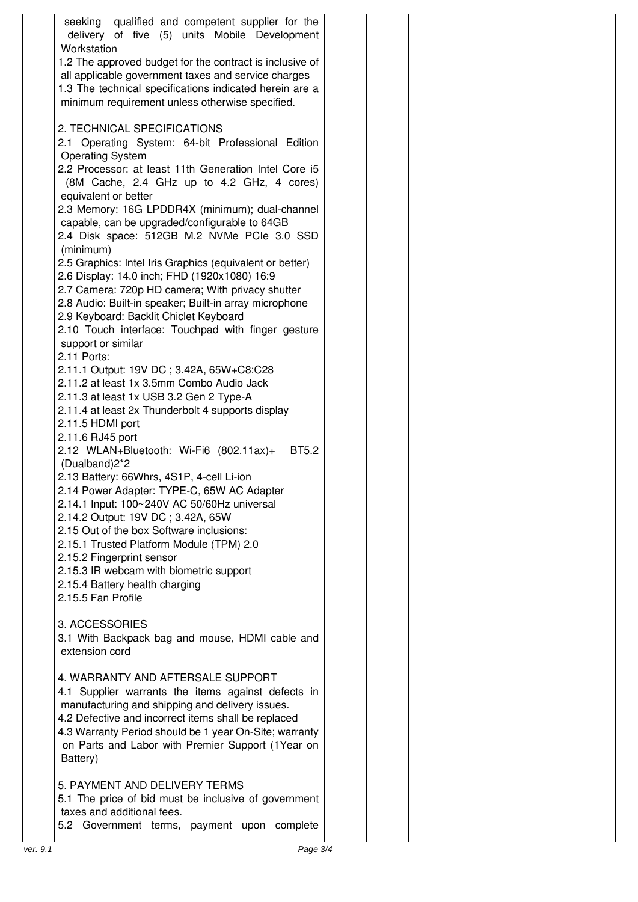seeking qualified and competent supplier for the delivery of five (5) units Mobile Development Workstation

1.2 The approved budget for the contract is inclusive of all applicable government taxes and service charges

1.3 The technical specifications indicated herein are a minimum requirement unless otherwise specified.

2. TECHNICAL SPECIFICATIONS

2.1 Operating System: 64-bit Professional Edition Operating System

2.2 Processor: at least 11th Generation Intel Core i5 (8M Cache, 2.4 GHz up to 4.2 GHz, 4 cores) equivalent or better

2.3 Memory: 16G LPDDR4X (minimum); dual-channel capable, can be upgraded/configurable to 64GB

2.4 Disk space: 512GB M.2 NVMe PCIe 3.0 SSD (minimum)

2.5 Graphics: Intel Iris Graphics (equivalent or better)

2.6 Display: 14.0 inch; FHD (1920x1080) 16:9

2.7 Camera: 720p HD camera; With privacy shutter

2.8 Audio: Built-in speaker; Built-in array microphone

2.9 Keyboard: Backlit Chiclet Keyboard

2.10 Touch interface: Touchpad with finger gesture support or similar

2.11 Ports:

2.11.1 Output: 19V DC ; 3.42A, 65W+C8:C28

2.11.2 at least 1x 3.5mm Combo Audio Jack

2.11.3 at least 1x USB 3.2 Gen 2 Type-A

2.11.4 at least 2x Thunderbolt 4 supports display

2.11.5 HDMI port

2.11.6 RJ45 port

2.12 WLAN+Bluetooth: Wi-Fi6 (802.11ax)+ BT5.2 (Dualband)2*2

2.13 Battery: 66Whrs, 4S1P, 4-cell Li-ion

2.14 Power Adapter: TYPE-C, 65W AC Adapter

2.14.1 Input: 100~240V AC 50/60Hz universal

2.14.2 Output: 19V DC ; 3.42A, 65W

2.15 Out of the box Software inclusions:

2.15.1 Trusted Platform Module (TPM) 2.0

2.15.2 Fingerprint sensor

2.15.3 IR webcam with biometric support

2.15.4 Battery health charging

2.15.5 Fan Profile

3. ACCESSORIES

3.1 With Backpack bag and mouse, HDMI cable and extension cord

4. WARRANTY AND AFTERSALE SUPPORT

4.1 Supplier warrants the items against defects in manufacturing and shipping and delivery issues.

4.2 Defective and incorrect items shall be replaced

4.3 Warranty Period should be 1 year On-Site; warranty on Parts and Labor with Premier Support (1Year on Battery)

5. PAYMENT AND DELIVERY TERMS

5.1 The price of bid must be inclusive of government taxes and additional fees.

5.2 Government terms, payment upon complete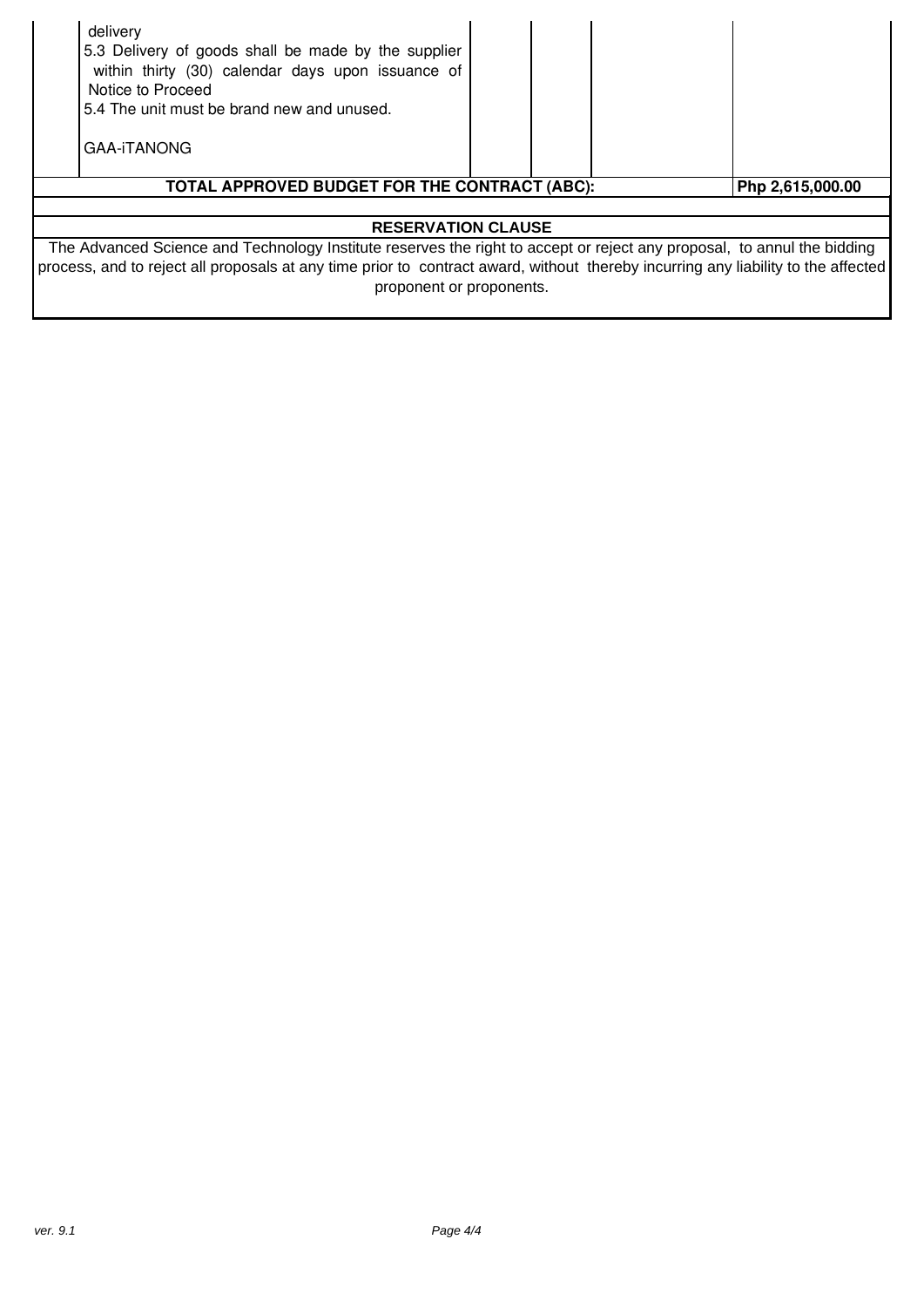| | | | | | |
|---|---|---|---|---|---|
| | delivery<br>5.3 Delivery of goods shall be made by the supplier within thirty (30) calendar days upon issuance of Notice to Proceed<br>5.4 The unit must be brand new and unused.<br><br>GAA-iTANONG | | | | |
| **TOTAL APPROVED BUDGET FOR THE CONTRACT (ABC):** | | | | | **Php 2,615,000.00** |

**RESERVATION CLAUSE**

The Advanced Science and Technology Institute reserves the right to accept or reject any proposal, to annul the bidding process, and to reject all proposals at any time prior to contract award, without thereby incurring any liability to the affected proponent or proponents.

*ver. 9.1*